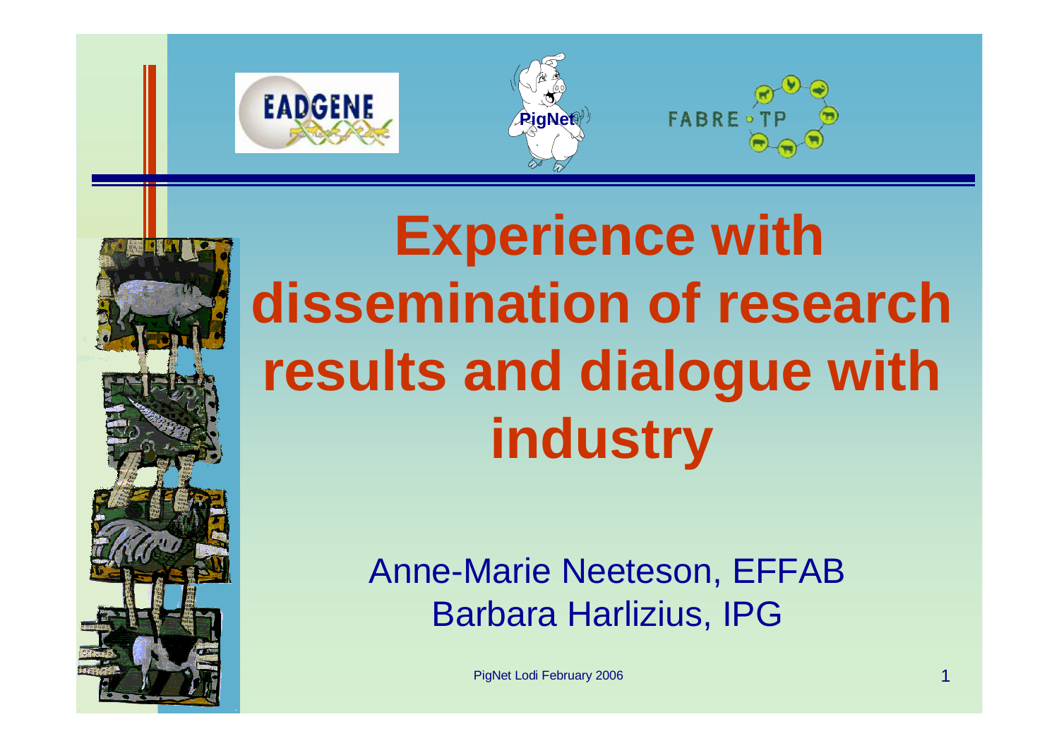# Experience with dissemination of research results and dialogue with industry

Anne-Marie Neeteson, EFFAB
Barbara Harlizius, IPG

PigNet Lodi February 2006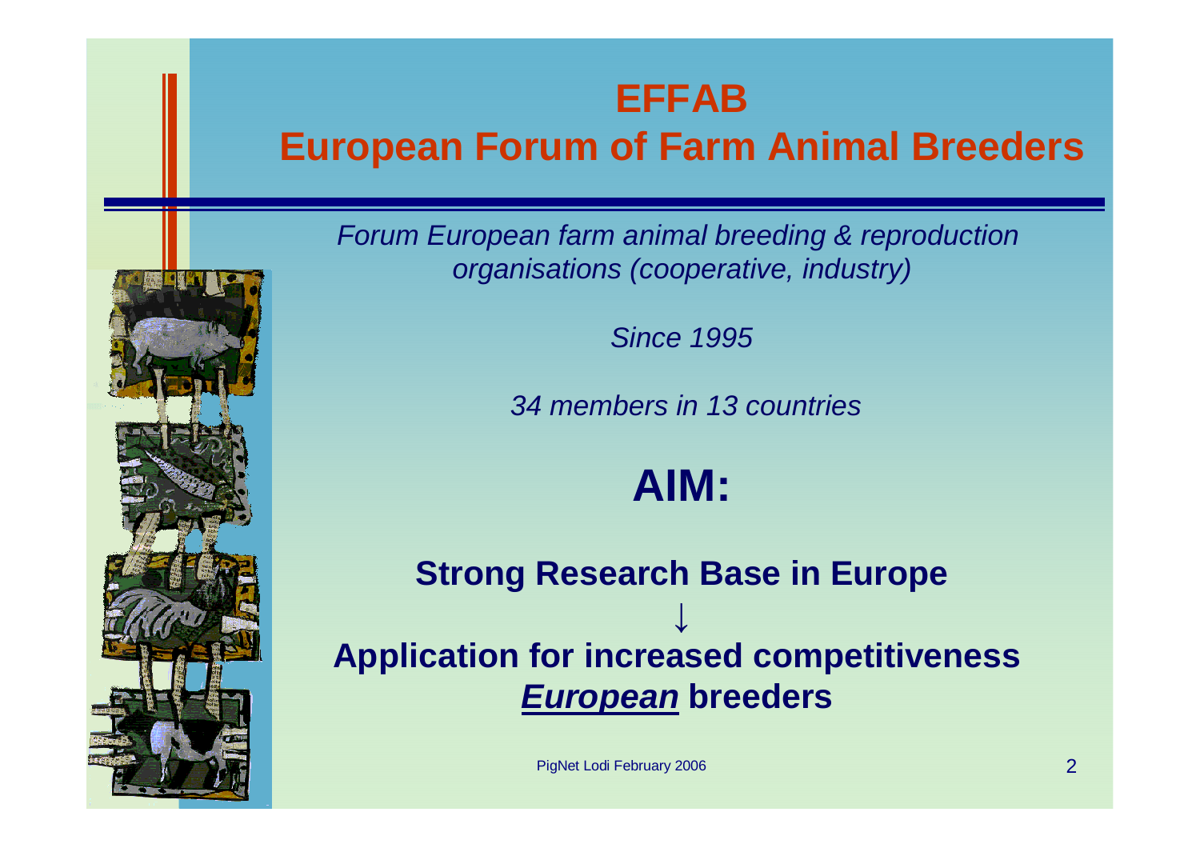# EFFAB
# European Forum of Farm Animal Breeders

*Forum European farm animal breeding & reproduction organisations (cooperative, industry)*

*Since 1995*

*34 members in 13 countries*

## AIM:

**Strong Research Base in Europe**

↓

**Application for increased competitiveness *European* breeders**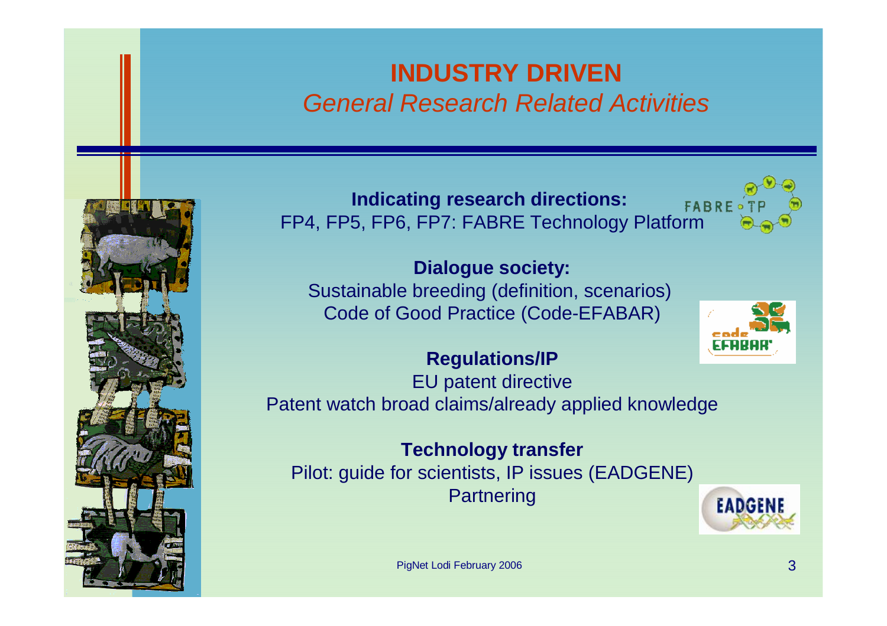# INDUSTRY DRIVEN

## *General Research Related Activities*

**Indicating research directions:**
FP4, FP5, FP6, FP7: FABRE Technology Platform

**Dialogue society:**
Sustainable breeding (definition, scenarios)
Code of Good Practice (Code-EFABAR)

**Regulations/IP**
EU patent directive
Patent watch broad claims/already applied knowledge

**Technology transfer**
Pilot: guide for scientists, IP issues (EADGENE)
Partnering

PigNet Lodi February 2006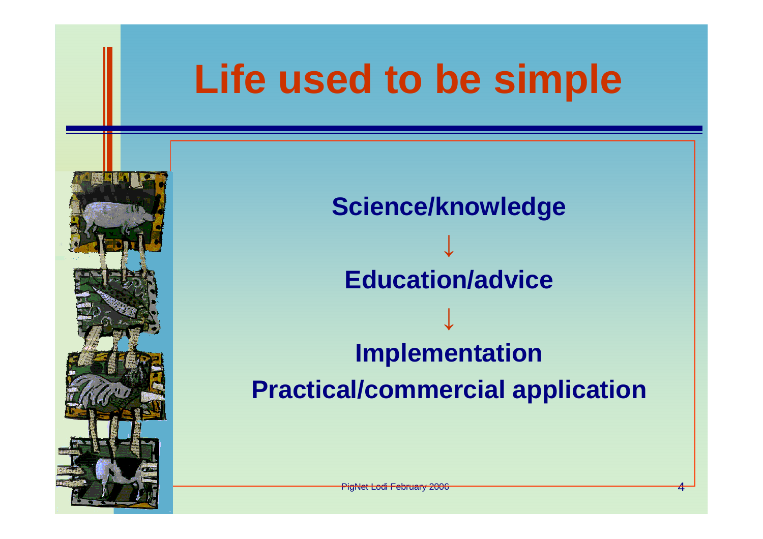# Life used to be simple

**Science/knowledge**

↓

**Education/advice**

↓

**Implementation**

**Practical/commercial application**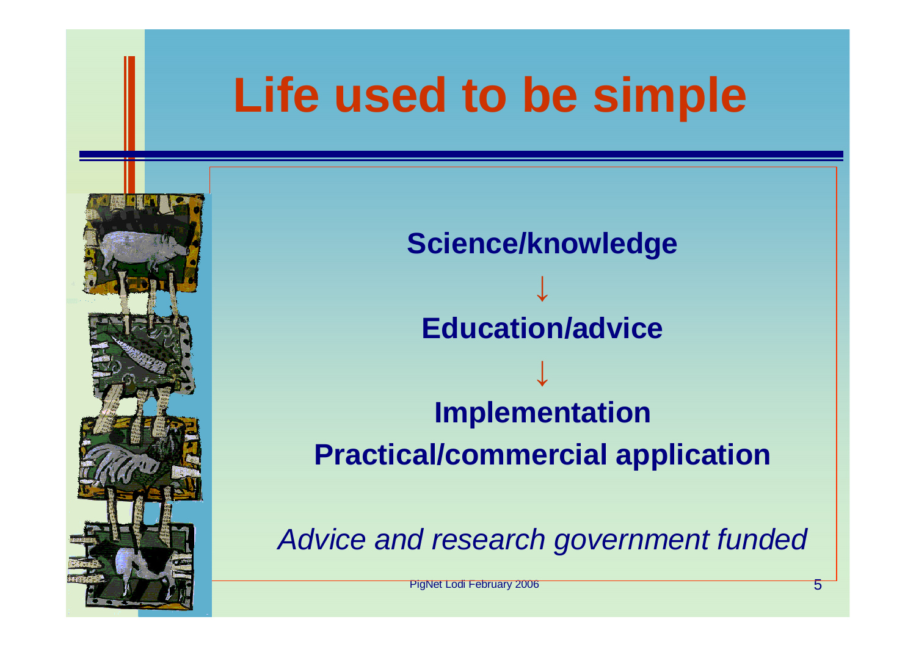# Life used to be simple

**Science/knowledge**

↓

**Education/advice**

↓

**Implementation**

**Practical/commercial application**

*Advice and research government funded*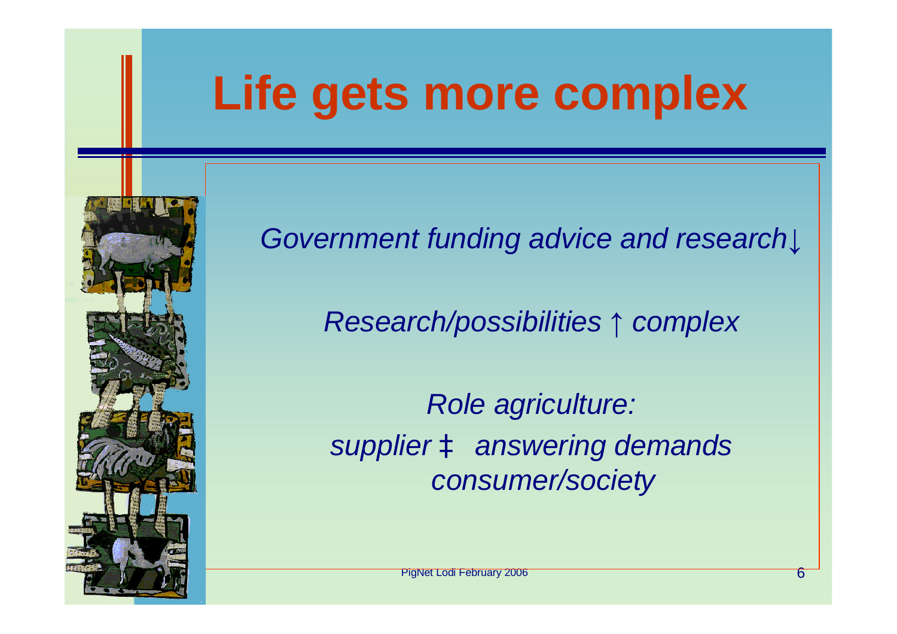# Life gets more complex

*Government funding advice and research↓*

*Research/possibilities ↑ complex*

*Role agriculture:*
*supplier ‡ answering demands consumer/society*

PigNet Lodi February 2006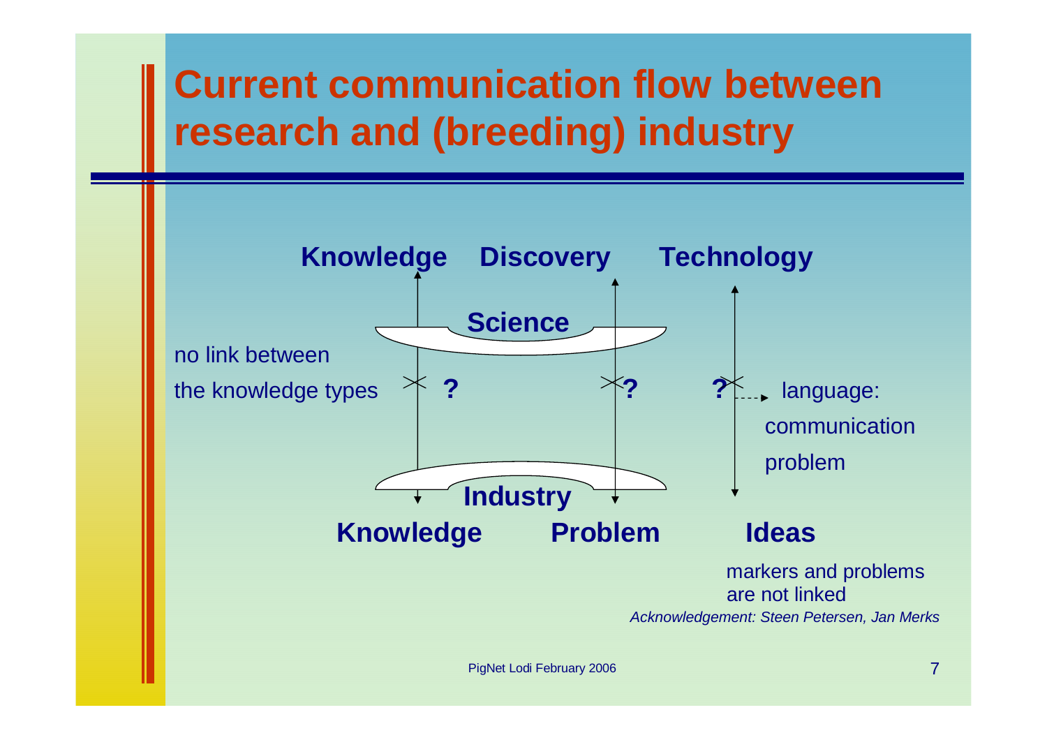# Current communication flow between research and (breeding) industry

**Knowledge** **Discovery** **Technology**

**Science**

no link between the knowledge types ? ? ? language: communication problem

**Industry**

**Knowledge** **Problem** **Ideas**

markers and problems are not linked

*Acknowledgement: Steen Petersen, Jan Merks*

PigNet Lodi February 2006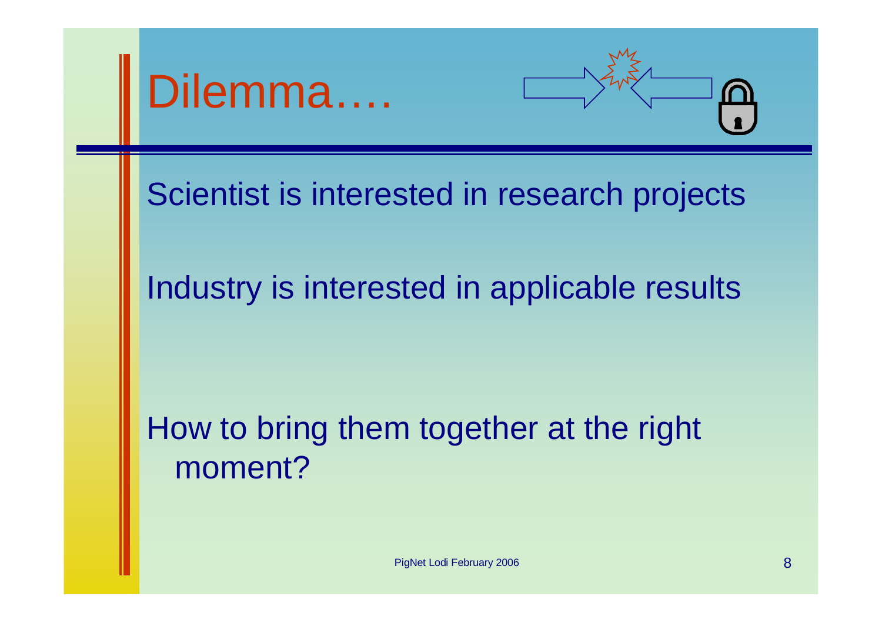# Dilemma….

Scientist is interested in research projects

Industry is interested in applicable results

How to bring them together at the right moment?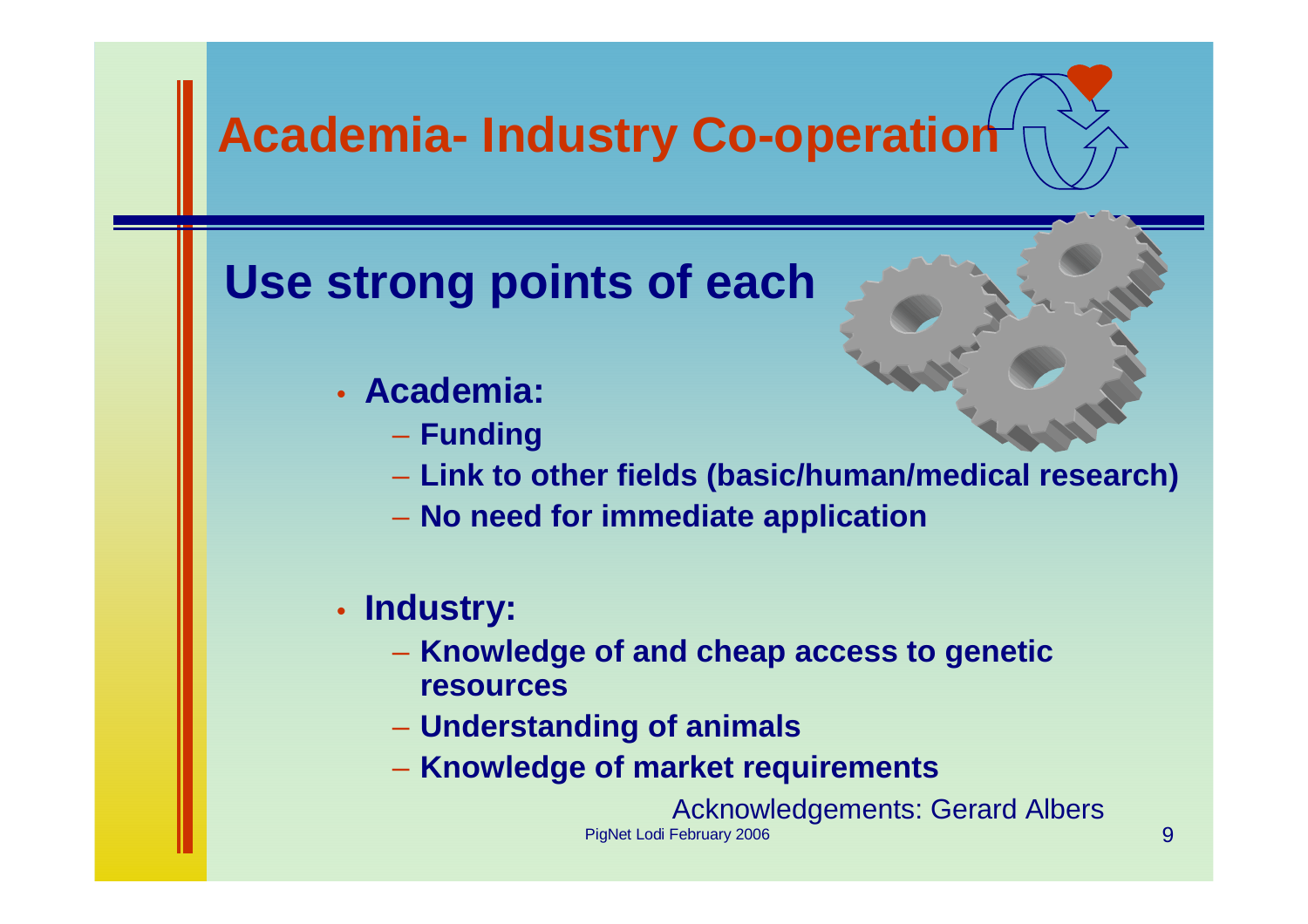# Academia- Industry Co-operation

## Use strong points of each

- **Academia:**
  - **Funding**
  - **Link to other fields (basic/human/medical research)**
  - **No need for immediate application**

- **Industry:**
  - **Knowledge of and cheap access to genetic resources**
  - **Understanding of animals**
  - **Knowledge of market requirements**

Acknowledgements: Gerard Albers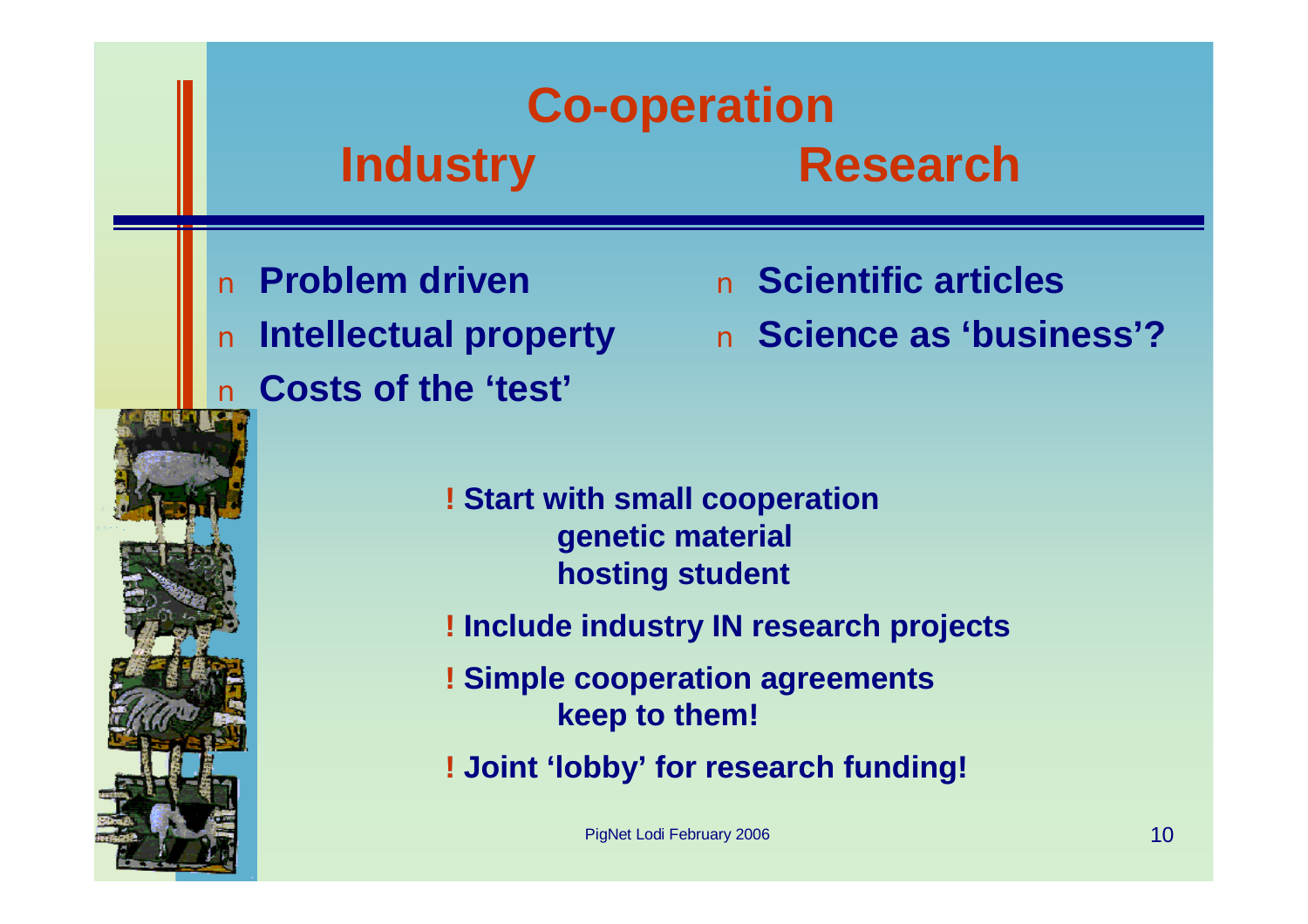# Co-operation

## Industry / Research

**Industry**

- **Problem driven**
- **Intellectual property**
- **Costs of the 'test'**

**Research**

- **Scientific articles**
- **Science as 'business'?**

**! Start with small cooperation**
**genetic material**
**hosting student**

**! Include industry IN research projects**

**! Simple cooperation agreements**
**keep to them!**

**! Joint 'lobby' for research funding!**

PigNet Lodi February 2006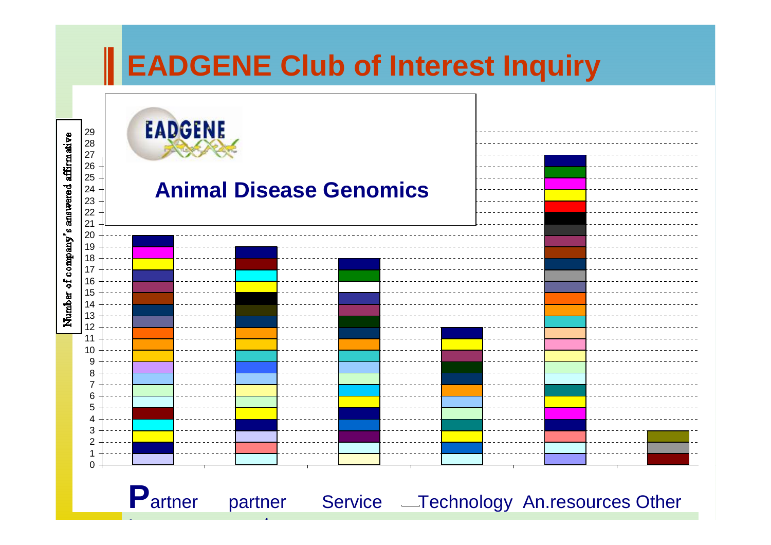# EADGENE Club of Interest Inquiry

EADGENE

**Animal Disease Genomics**

Number of company's answered affirmative

| Category | Number of company's answered affirmative |
|---|---|
| Partner | 20 |
| partner | 19 |
| Service | 18 |
| Technology | 12 |
| An.resources | 27 |
| Other | 3 |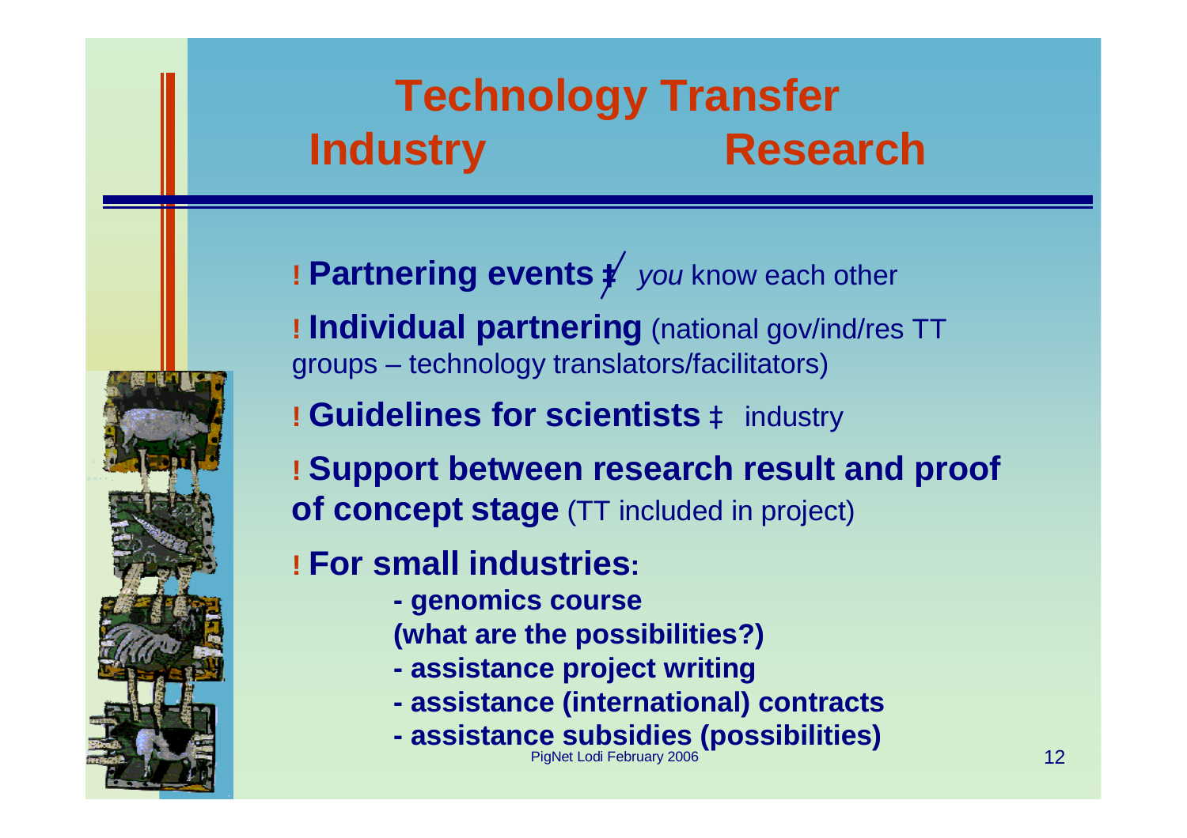# Technology Transfer
## Industry Research

- **Partnering events** ‡ *you* know each other
- **Individual partnering** (national gov/ind/res TT groups – technology translators/facilitators)
- **Guidelines for scientists** ‡ industry
- **Support between research result and proof of concept stage** (TT included in project)
- **For small industries:**
  - **genomics course (what are the possibilities?)**
  - **assistance project writing**
  - **assistance (international) contracts**
  - **assistance subsidies (possibilities)**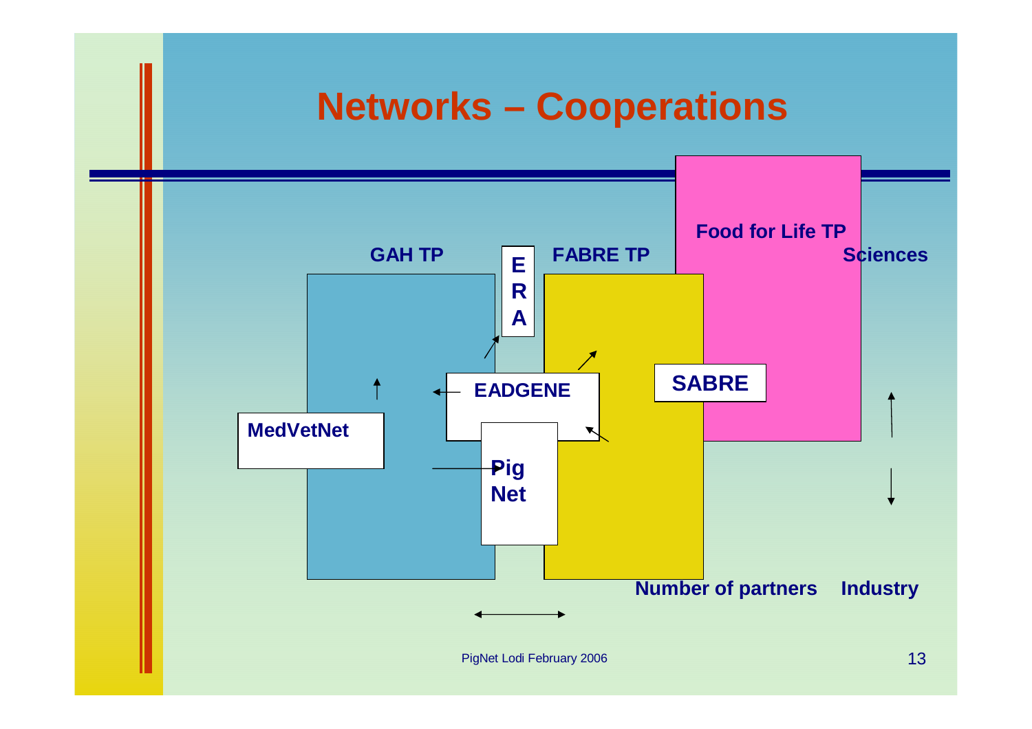# Networks – Cooperations

GAH TP

E
R
A

FABRE TP

Food for Life TP

Sciences

EADGENE

SABRE

MedVetNet

Pig
Net

Number of partners

Industry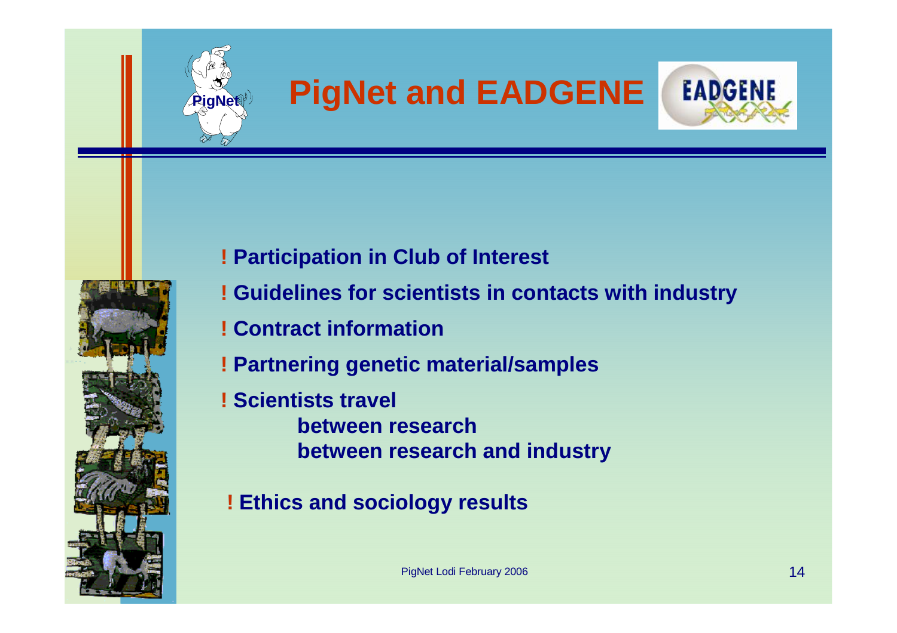# PigNet and EADGENE

- Participation in Club of Interest
- Guidelines for scientists in contacts with industry
- Contract information
- Partnering genetic material/samples
- Scientists travel
  - between research
  - between research and industry
- Ethics and sociology results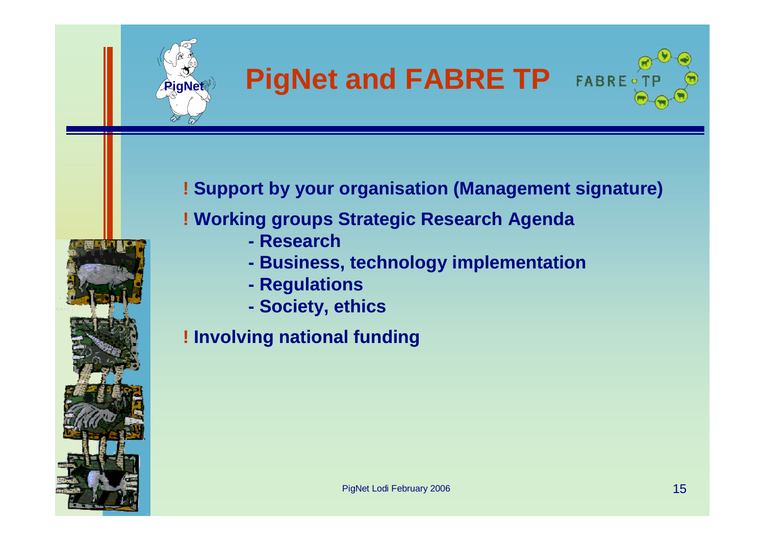# PigNet and FABRE TP

! **Support by your organisation (Management signature)**

! **Working groups Strategic Research Agenda**

- **Research**
- **Business, technology implementation**
- **Regulations**
- **Society, ethics**

! **Involving national funding**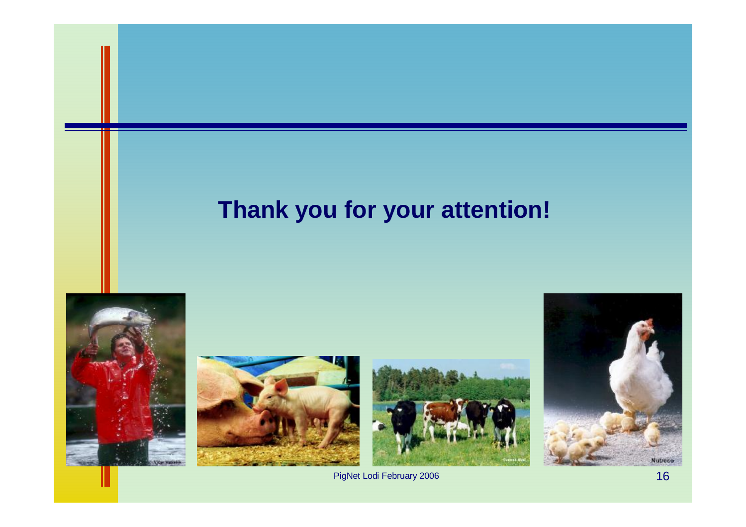**Thank you for your attention!**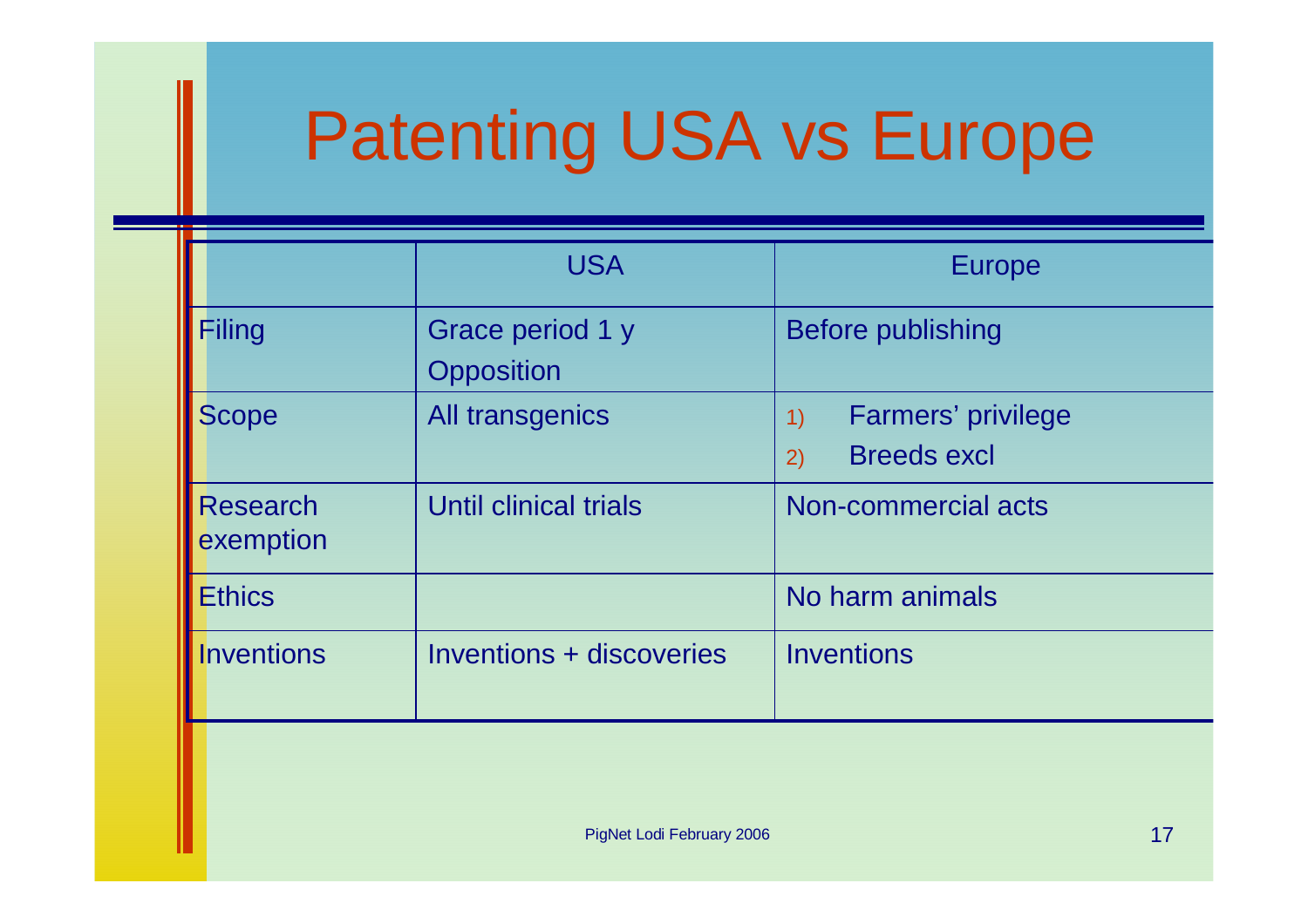# Patenting USA vs Europe

| | USA | Europe |
|---|---|---|
| Filing | Grace period 1 y<br>Opposition | Before publishing |
| Scope | All transgenics | 1) Farmers' privilege<br>2) Breeds excl |
| Research exemption | Until clinical trials | Non-commercial acts |
| Ethics | | No harm animals |
| Inventions | Inventions + discoveries | Inventions |

PigNet Lodi February 2006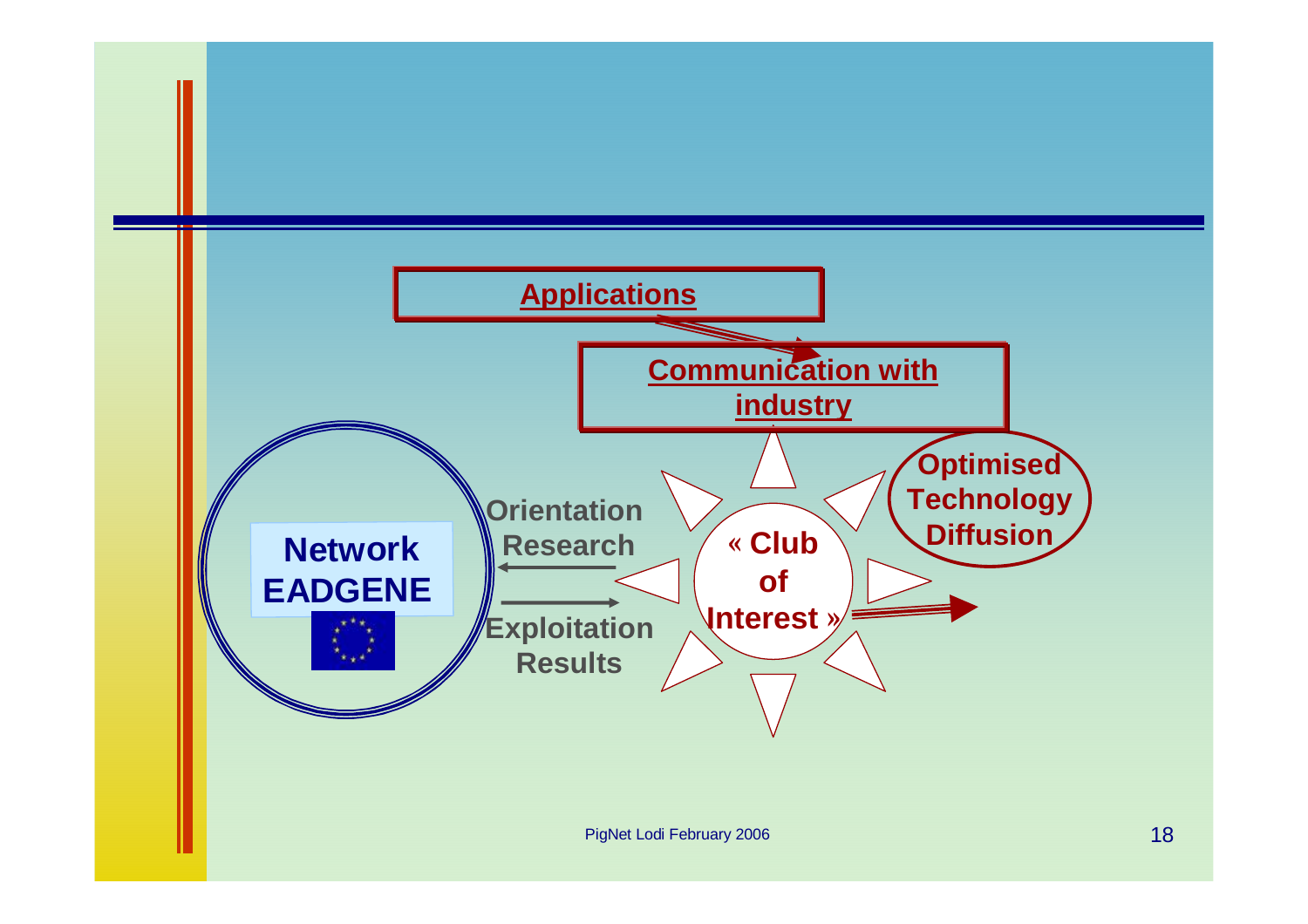**Applications**

**Communication with industry**

**Network EADGENE**

**Orientation Research**

**Exploitation Results**

**« Club of Interest »**

**Optimised Technology Diffusion**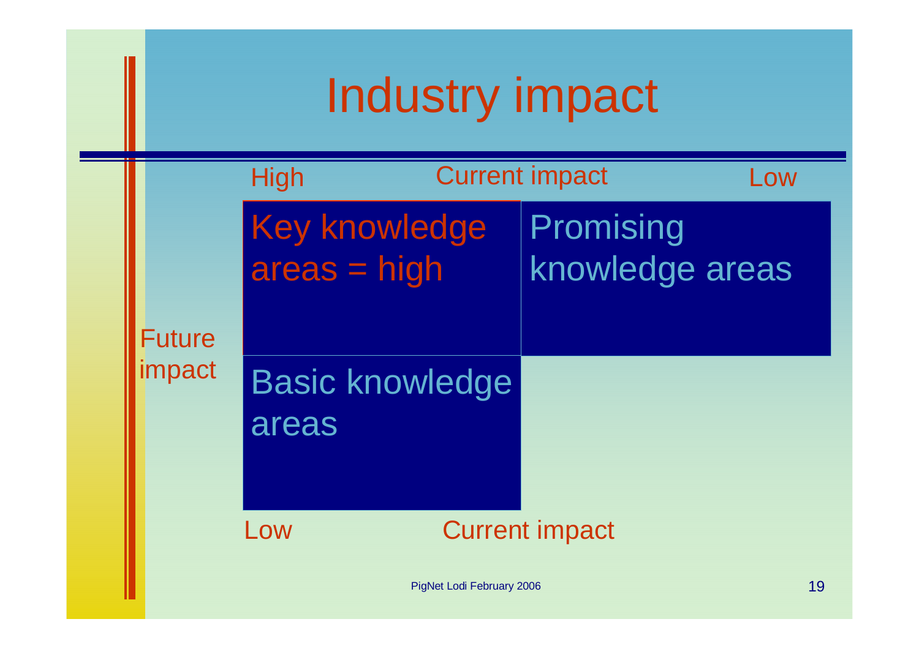# Industry impact

High Current impact Low

Future impact

| | | |
|---|---|---|
| | Key knowledge areas = high | Promising knowledge areas |
| | Basic knowledge areas | |

Low Current impact

PigNet Lodi February 2006